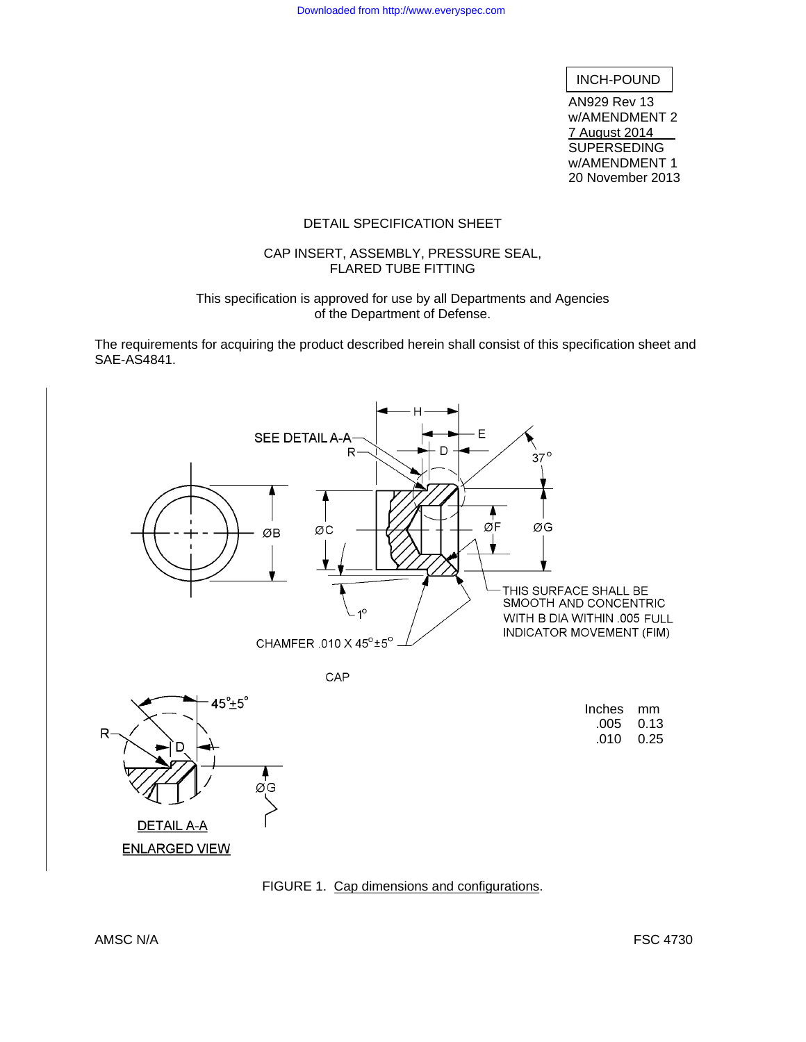INCH-POUND

AN929 Rev 13
w/AMENDMENT 2
7 August 2014
SUPERSEDING
w/AMENDMENT 1
20 November 2013

# DETAIL SPECIFICATION SHEET

## CAP INSERT, ASSEMBLY, PRESSURE SEAL, FLARED TUBE FITTING

This specification is approved for use by all Departments and Agencies of the Department of Defense.

The requirements for acquiring the product described herein shall consist of this specification sheet and SAE-AS4841.

SEE DETAIL A-A

R

H

E

D

37°

ØB

ØC

ØF

ØG

1°

CHAMFER .010 X 45°±5°

THIS SURFACE SHALL BE SMOOTH AND CONCENTRIC WITH B DIA WITHIN .005 FULL INDICATOR MOVEMENT (FIM)

CAP

45°±5°

R

D

ØG

DETAIL A-A
ENLARGED VIEW

| Inches | mm |
| --- | --- |
| .005 | 0.13 |
| .010 | 0.25 |

FIGURE 1. Cap dimensions and configurations.

AMSC N/A

FSC 4730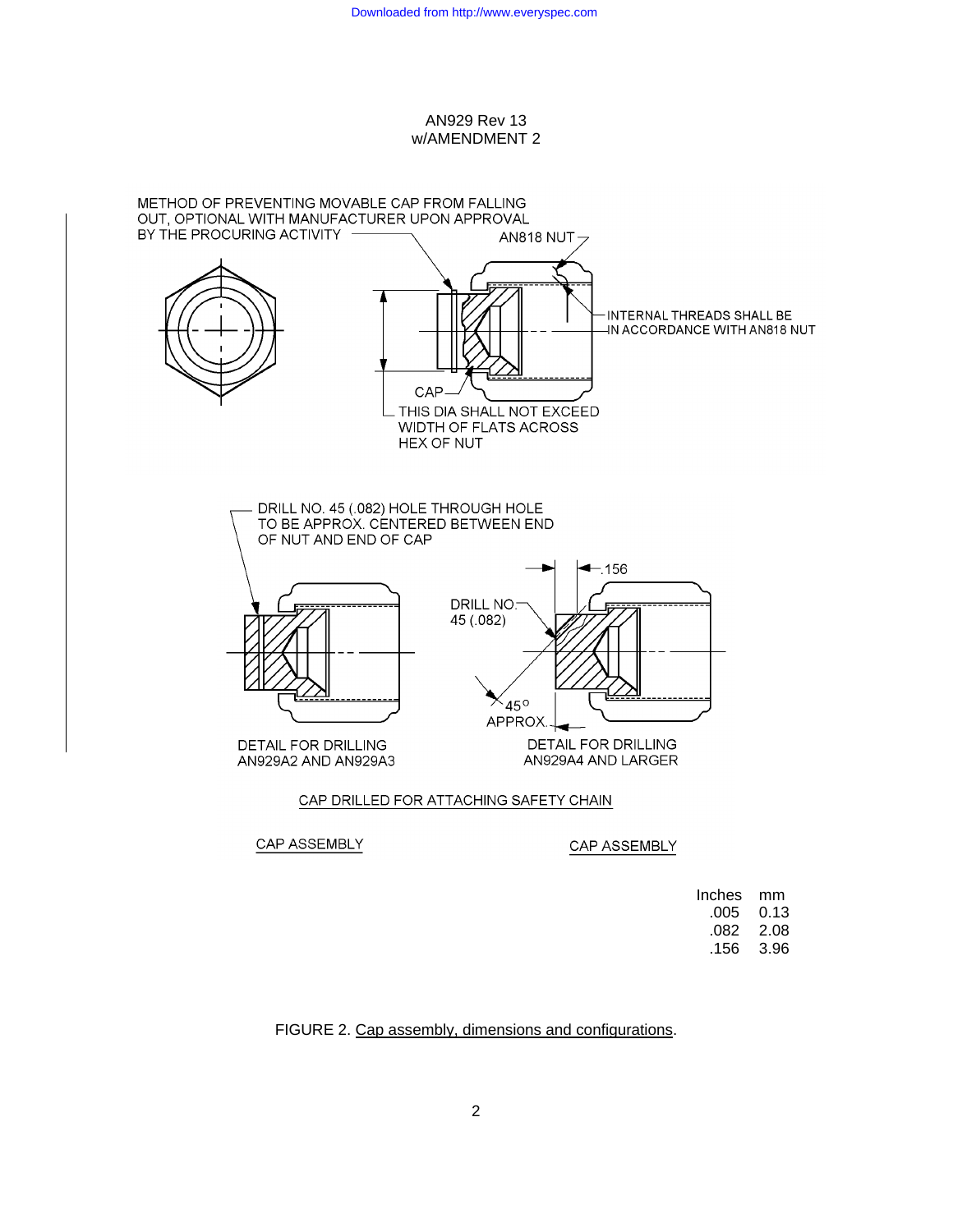AN929 Rev 13
w/AMENDMENT 2

METHOD OF PREVENTING MOVABLE CAP FROM FALLING OUT, OPTIONAL WITH MANUFACTURER UPON APPROVAL BY THE PROCURING ACTIVITY

AN818 NUT

INTERNAL THREADS SHALL BE IN ACCORDANCE WITH AN818 NUT

CAP

THIS DIA SHALL NOT EXCEED WIDTH OF FLATS ACROSS HEX OF NUT

DRILL NO. 45 (.082) HOLE THROUGH HOLE TO BE APPROX. CENTERED BETWEEN END OF NUT AND END OF CAP

.156

DRILL NO. 45 (.082)

45° APPROX.

DETAIL FOR DRILLING AN929A2 AND AN929A3

DETAIL FOR DRILLING AN929A4 AND LARGER

CAP DRILLED FOR ATTACHING SAFETY CHAIN

CAP ASSEMBLY

CAP ASSEMBLY

| Inches | mm |
|---|---|
| .005 | 0.13 |
| .082 | 2.08 |
| .156 | 3.96 |

FIGURE 2. Cap assembly, dimensions and configurations.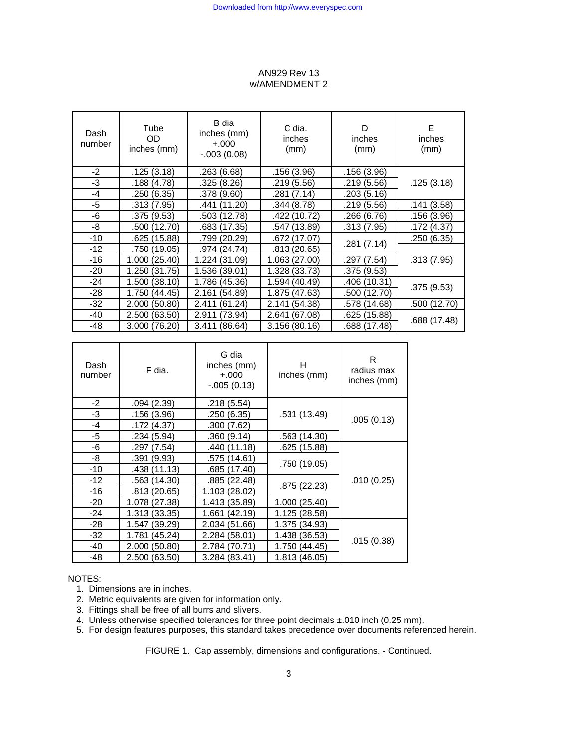AN929 Rev 13
w/AMENDMENT 2

| Dash number | Tube OD inches (mm) | B dia inches (mm) +.000 -.003 (0.08) | C dia. inches (mm) | D inches (mm) | E inches (mm) |
|---|---|---|---|---|---|
| -2 | .125 (3.18) | .263 (6.68) | .156 (3.96) | .156 (3.96) | .125 (3.18) |
| -3 | .188 (4.78) | .325 (8.26) | .219 (5.56) | .219 (5.56) | |
| -4 | .250 (6.35) | .378 (9.60) | .281 (7.14) | .203 (5.16) | |
| -5 | .313 (7.95) | .441 (11.20) | .344 (8.78) | .219 (5.56) | .141 (3.58) |
| -6 | .375 (9.53) | .503 (12.78) | .422 (10.72) | .266 (6.76) | .156 (3.96) |
| -8 | .500 (12.70) | .683 (17.35) | .547 (13.89) | .313 (7.95) | .172 (4.37) |
| -10 | .625 (15.88) | .799 (20.29) | .672 (17.07) | .281 (7.14) | .250 (6.35) |
| -12 | .750 (19.05) | .974 (24.74) | .813 (20.65) | | .313 (7.95) |
| -16 | 1.000 (25.40) | 1.224 (31.09) | 1.063 (27.00) | .297 (7.54) | |
| -20 | 1.250 (31.75) | 1.536 (39.01) | 1.328 (33.73) | .375 (9.53) | |
| -24 | 1.500 (38.10) | 1.786 (45.36) | 1.594 (40.49) | .406 (10.31) | .375 (9.53) |
| -28 | 1.750 (44.45) | 2.161 (54.89) | 1.875 (47.63) | .500 (12.70) | |
| -32 | 2.000 (50.80) | 2.411 (61.24) | 2.141 (54.38) | .578 (14.68) | .500 (12.70) |
| -40 | 2.500 (63.50) | 2.911 (73.94) | 2.641 (67.08) | .625 (15.88) | .688 (17.48) |
| -48 | 3.000 (76.20) | 3.411 (86.64) | 3.156 (80.16) | .688 (17.48) | |

| Dash number | F dia. | G dia inches (mm) +.000 -.005 (0.13) | H inches (mm) | R radius max inches (mm) |
|---|---|---|---|---|
| -2 | .094 (2.39) | .218 (5.54) | .531 (13.49) | .005 (0.13) |
| -3 | .156 (3.96) | .250 (6.35) | | |
| -4 | .172 (4.37) | .300 (7.62) | | |
| -5 | .234 (5.94) | .360 (9.14) | .563 (14.30) | |
| -6 | .297 (7.54) | .440 (11.18) | .625 (15.88) | .010 (0.25) |
| -8 | .391 (9.93) | .575 (14.61) | .750 (19.05) | |
| -10 | .438 (11.13) | .685 (17.40) | | |
| -12 | .563 (14.30) | .885 (22.48) | .875 (22.23) | |
| -16 | .813 (20.65) | 1.103 (28.02) | | |
| -20 | 1.078 (27.38) | 1.413 (35.89) | 1.000 (25.40) | |
| -24 | 1.313 (33.35) | 1.661 (42.19) | 1.125 (28.58) | |
| -28 | 1.547 (39.29) | 2.034 (51.66) | 1.375 (34.93) | .015 (0.38) |
| -32 | 1.781 (45.24) | 2.284 (58.01) | 1.438 (36.53) | |
| -40 | 2.000 (50.80) | 2.784 (70.71) | 1.750 (44.45) | |
| -48 | 2.500 (63.50) | 3.284 (83.41) | 1.813 (46.05) | |

NOTES:

1. Dimensions are in inches.
2. Metric equivalents are given for information only.
3. Fittings shall be free of all burrs and slivers.
4. Unless otherwise specified tolerances for three point decimals ±.010 inch (0.25 mm).
5. For design features purposes, this standard takes precedence over documents referenced herein.

FIGURE 1. Cap assembly, dimensions and configurations. - Continued.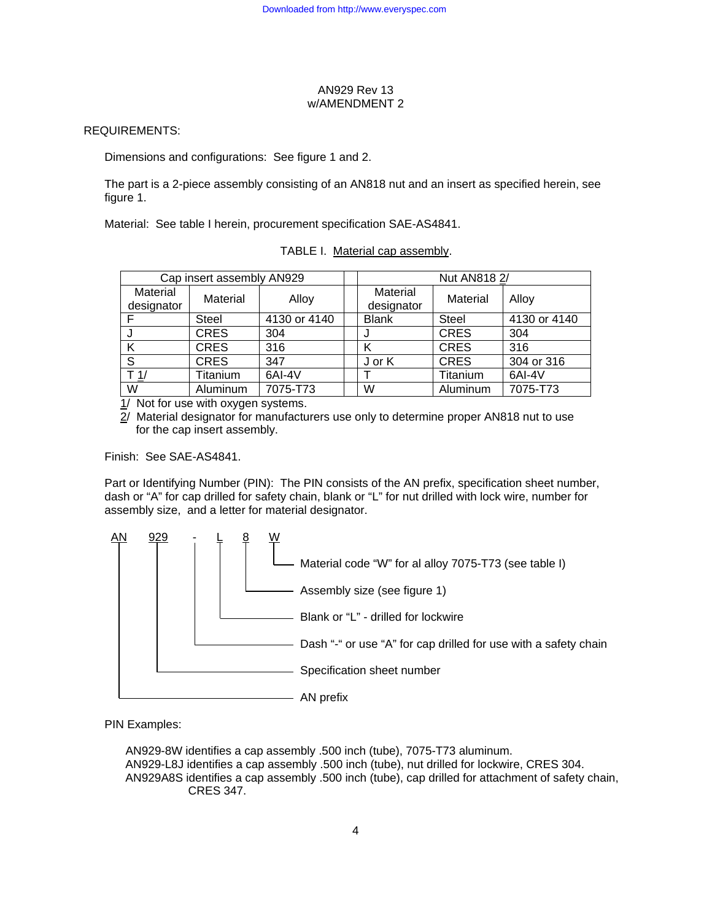REQUIREMENTS:

Dimensions and configurations: See figure 1 and 2.

The part is a 2-piece assembly consisting of an AN818 nut and an insert as specified herein, see figure 1.

Material: See table I herein, procurement specification SAE-AS4841.

TABLE I. Material cap assembly.

| Cap insert assembly AN929 | | | | Nut AN818 2/ | | |
|---|---|---|---|---|---|---|
| Material designator | Material | Alloy | | Material designator | Material | Alloy |
| F | Steel | 4130 or 4140 | | Blank | Steel | 4130 or 4140 |
| J | CRES | 304 | | J | CRES | 304 |
| K | CRES | 316 | | K | CRES | 316 |
| S | CRES | 347 | | J or K | CRES | 304 or 316 |
| T 1/ | Titanium | 6Al-4V | | T | Titanium | 6Al-4V |
| W | Aluminum | 7075-T73 | | W | Aluminum | 7075-T73 |

1/ Not for use with oxygen systems.
2/ Material designator for manufacturers use only to determine proper AN818 nut to use for the cap insert assembly.

Finish: See SAE-AS4841.

Part or Identifying Number (PIN): The PIN consists of the AN prefix, specification sheet number, dash or "A" for cap drilled for safety chain, blank or "L" for nut drilled with lock wire, number for assembly size, and a letter for material designator.

AN 929 - L 8 W

- W — Material code "W" for al alloy 7075-T73 (see table I)
- 8 — Assembly size (see figure 1)
- L — Blank or "L" - drilled for lockwire
- - — Dash "-" or use "A" for cap drilled for use with a safety chain
- 929 — Specification sheet number
- AN — AN prefix

PIN Examples:

AN929-8W identifies a cap assembly .500 inch (tube), 7075-T73 aluminum.
AN929-L8J identifies a cap assembly .500 inch (tube), nut drilled for lockwire, CRES 304.
AN929A8S identifies a cap assembly .500 inch (tube), cap drilled for attachment of safety chain, CRES 347.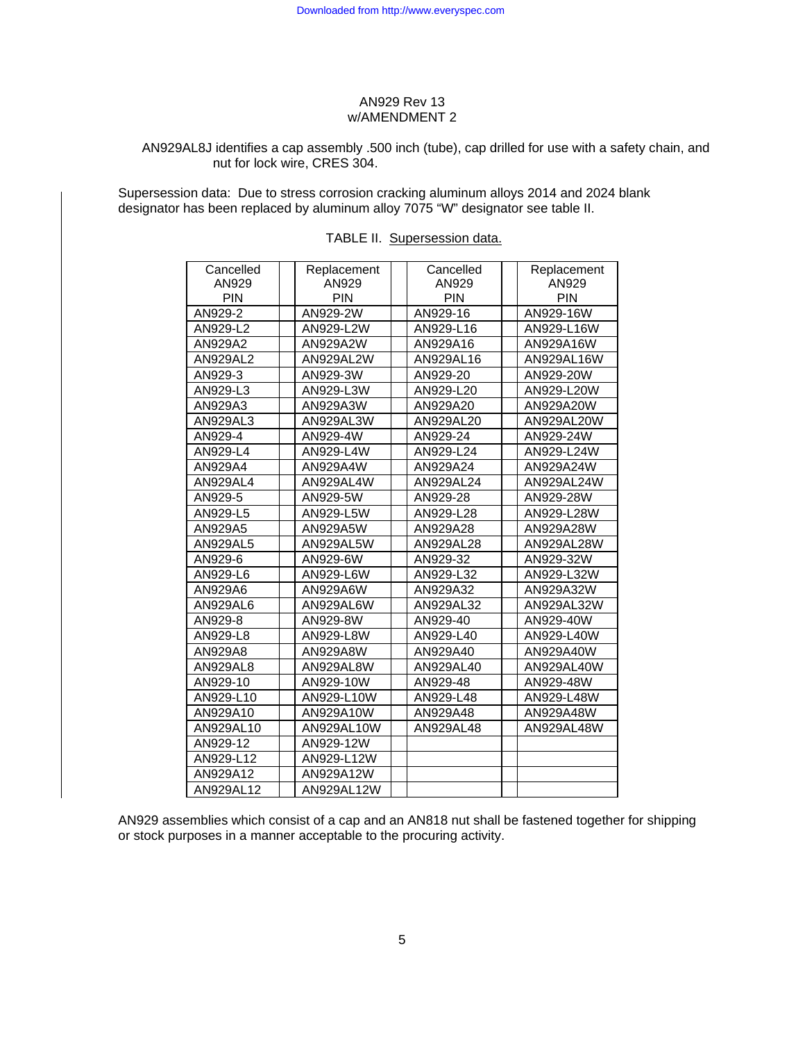AN929 Rev 13
w/AMENDMENT 2

AN929AL8J identifies a cap assembly .500 inch (tube), cap drilled for use with a safety chain, and nut for lock wire, CRES 304.

Supersession data: Due to stress corrosion cracking aluminum alloys 2014 and 2024 blank designator has been replaced by aluminum alloy 7075 "W" designator see table II.

TABLE II. Supersession data.

| Cancelled AN929 PIN | Replacement AN929 PIN | Cancelled AN929 PIN | Replacement AN929 PIN |
|---|---|---|---|
| AN929-2 | AN929-2W | AN929-16 | AN929-16W |
| AN929-L2 | AN929-L2W | AN929-L16 | AN929-L16W |
| AN929A2 | AN929A2W | AN929A16 | AN929A16W |
| AN929AL2 | AN929AL2W | AN929AL16 | AN929AL16W |
| AN929-3 | AN929-3W | AN929-20 | AN929-20W |
| AN929-L3 | AN929-L3W | AN929-L20 | AN929-L20W |
| AN929A3 | AN929A3W | AN929A20 | AN929A20W |
| AN929AL3 | AN929AL3W | AN929AL20 | AN929AL20W |
| AN929-4 | AN929-4W | AN929-24 | AN929-24W |
| AN929-L4 | AN929-L4W | AN929-L24 | AN929-L24W |
| AN929A4 | AN929A4W | AN929A24 | AN929A24W |
| AN929AL4 | AN929AL4W | AN929AL24 | AN929AL24W |
| AN929-5 | AN929-5W | AN929-28 | AN929-28W |
| AN929-L5 | AN929-L5W | AN929-L28 | AN929-L28W |
| AN929A5 | AN929A5W | AN929A28 | AN929A28W |
| AN929AL5 | AN929AL5W | AN929AL28 | AN929AL28W |
| AN929-6 | AN929-6W | AN929-32 | AN929-32W |
| AN929-L6 | AN929-L6W | AN929-L32 | AN929-L32W |
| AN929A6 | AN929A6W | AN929A32 | AN929A32W |
| AN929AL6 | AN929AL6W | AN929AL32 | AN929AL32W |
| AN929-8 | AN929-8W | AN929-40 | AN929-40W |
| AN929-L8 | AN929-L8W | AN929-L40 | AN929-L40W |
| AN929A8 | AN929A8W | AN929A40 | AN929A40W |
| AN929AL8 | AN929AL8W | AN929AL40 | AN929AL40W |
| AN929-10 | AN929-10W | AN929-48 | AN929-48W |
| AN929-L10 | AN929-L10W | AN929-L48 | AN929-L48W |
| AN929A10 | AN929A10W | AN929A48 | AN929A48W |
| AN929AL10 | AN929AL10W | AN929AL48 | AN929AL48W |
| AN929-12 | AN929-12W | | |
| AN929-L12 | AN929-L12W | | |
| AN929A12 | AN929A12W | | |
| AN929AL12 | AN929AL12W | | |

AN929 assemblies which consist of a cap and an AN818 nut shall be fastened together for shipping or stock purposes in a manner acceptable to the procuring activity.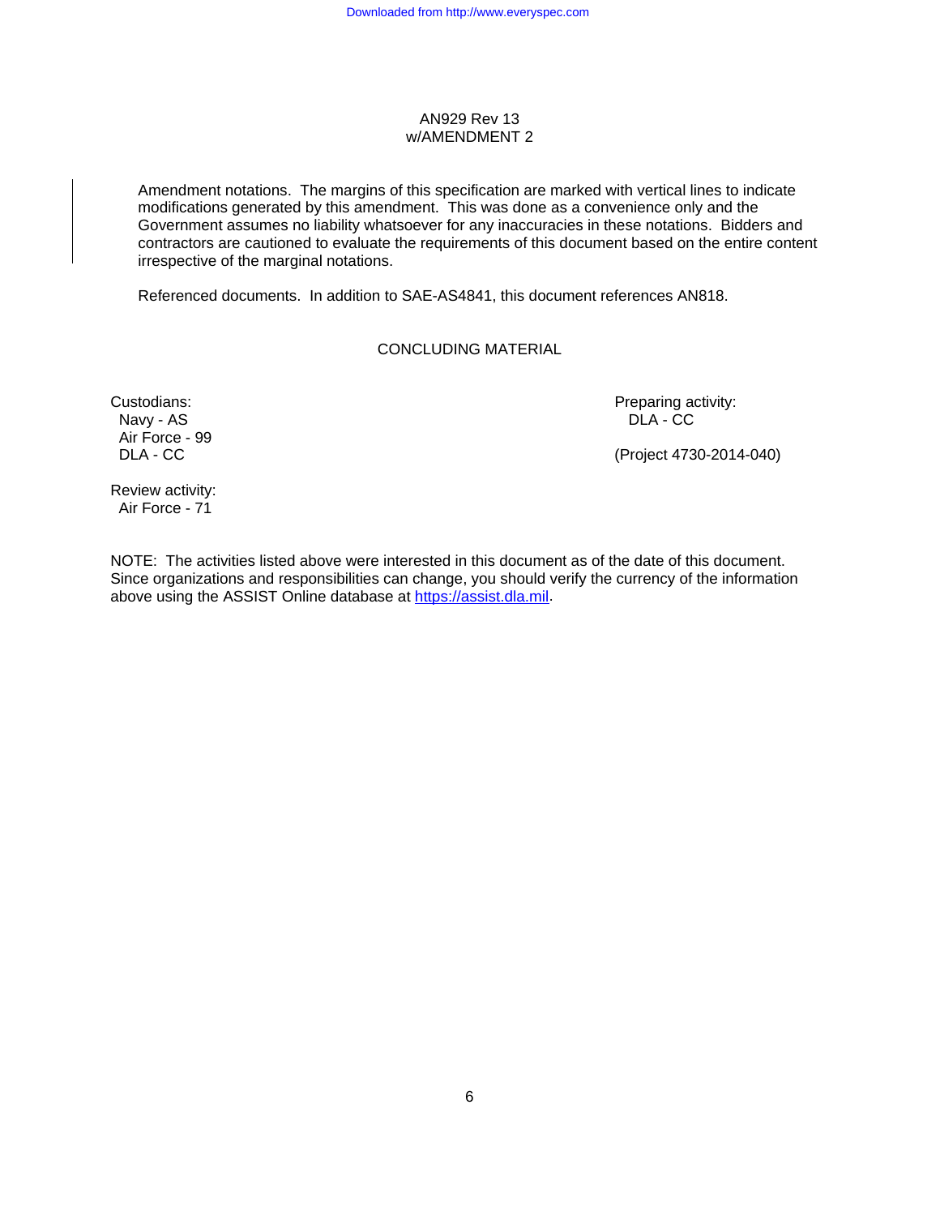Amendment notations. The margins of this specification are marked with vertical lines to indicate modifications generated by this amendment. This was done as a convenience only and the Government assumes no liability whatsoever for any inaccuracies in these notations. Bidders and contractors are cautioned to evaluate the requirements of this document based on the entire content irrespective of the marginal notations.

Referenced documents. In addition to SAE-AS4841, this document references AN818.

## CONCLUDING MATERIAL

Custodians:
Navy - AS
Air Force - 99
DLA - CC

Preparing activity:
DLA - CC

(Project 4730-2014-040)

Review activity:
Air Force - 71

NOTE: The activities listed above were interested in this document as of the date of this document. Since organizations and responsibilities can change, you should verify the currency of the information above using the ASSIST Online database at https://assist.dla.mil.